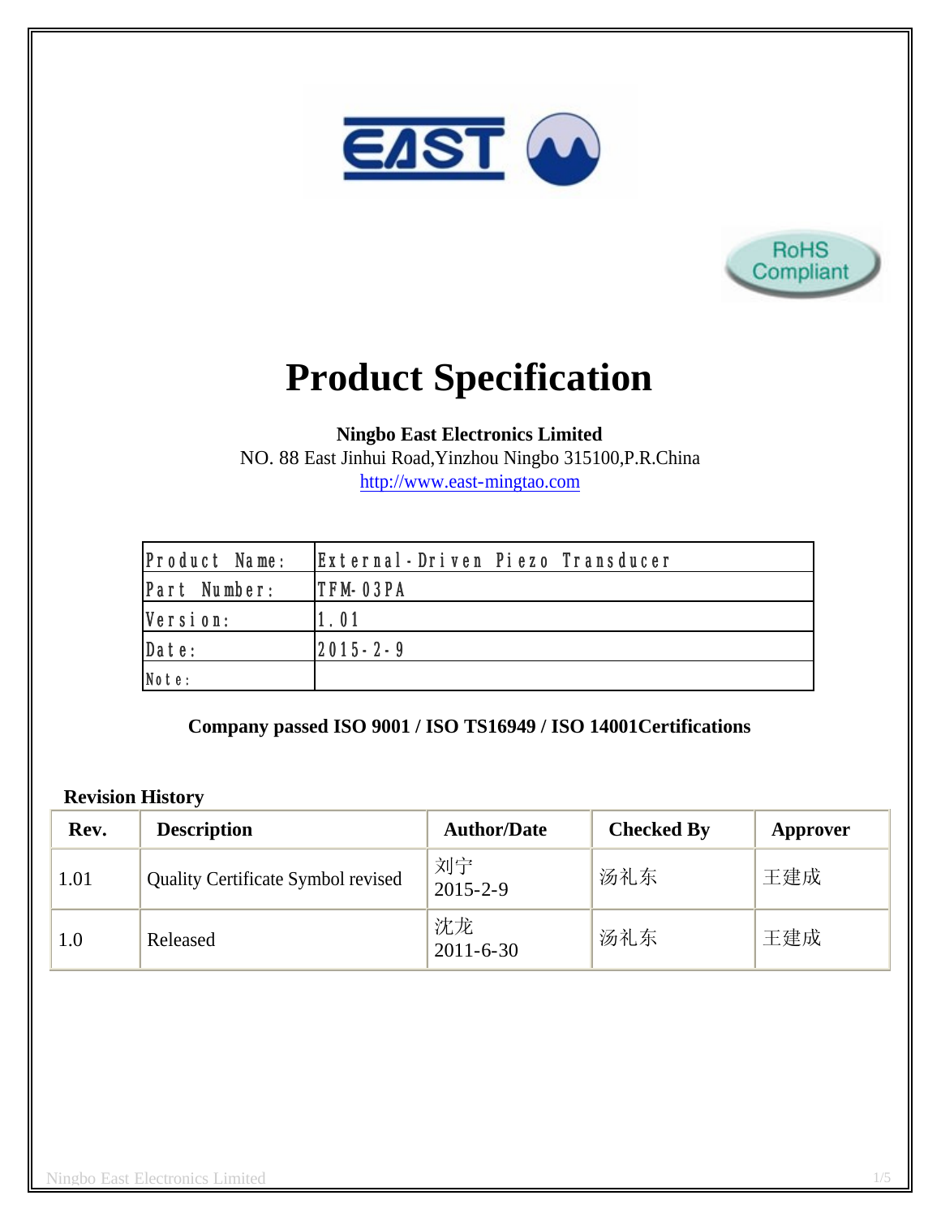# Product Specification

**Ningbo East Electronics Limited**
NO. 88 East Jinhui Road,Yinzhou Ningbo 315100,P.R.China
http://www.east-mingtao.com

| Product Name: | External-Driven Piezo Transducer |
|---|---|
| Part Number: | TFM-03PA |
| Version: | 1.01 |
| Date: | 2015-2-9 |
| Note: | |

**Company passed ISO 9001 / ISO TS16949 / ISO 14001Certifications**

**Revision History**

| Rev. | Description | Author/Date | Checked By | Approver |
|---|---|---|---|---|
| 1.01 | Quality Certificate Symbol revised | 刘宁 2015-2-9 | 汤礼东 | 王建成 |
| 1.0 | Released | 沈龙 2011-6-30 | 汤礼东 | 王建成 |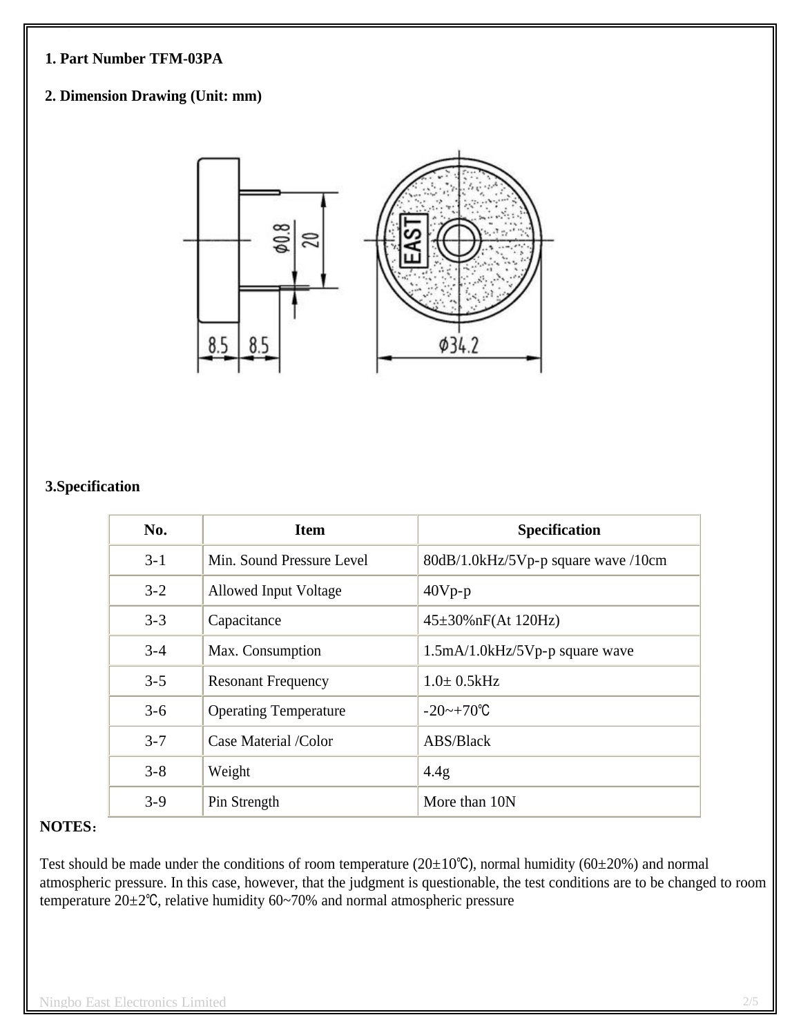**1. Part Number TFM-03PA**

**2. Dimension Drawing (Unit: mm)**

**3.Specification**

| No. | Item | Specification |
|---|---|---|
| 3-1 | Min. Sound Pressure Level | 80dB/1.0kHz/5Vp-p square wave /10cm |
| 3-2 | Allowed Input Voltage | 40Vp-p |
| 3-3 | Capacitance | 45±30%nF(At 120Hz) |
| 3-4 | Max. Consumption | 1.5mA/1.0kHz/5Vp-p square wave |
| 3-5 | Resonant Frequency | 1.0± 0.5kHz |
| 3-6 | Operating Temperature | -20~+70℃ |
| 3-7 | Case Material /Color | ABS/Black |
| 3-8 | Weight | 4.4g |
| 3-9 | Pin Strength | More than 10N |

**NOTES：**

Test should be made under the conditions of room temperature (20±10℃), normal humidity (60±20%) and normal atmospheric pressure. In this case, however, that the judgment is questionable, the test conditions are to be changed to room temperature 20±2℃, relative humidity 60~70% and normal atmospheric pressure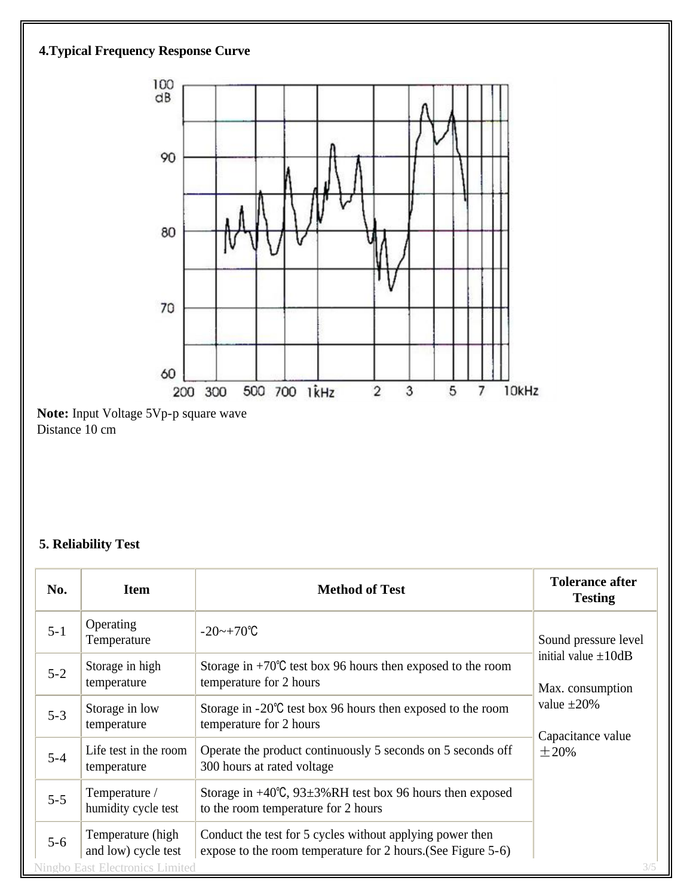## 4.Typical Frequency Response Curve

**Note:** Input Voltage 5Vp-p square wave
Distance 10 cm

## 5. Reliability Test

| No. | Item | Method of Test | Tolerance after Testing |
|---|---|---|---|
| 5-1 | Operating Temperature | -20~+70℃ | Sound pressure level initial value ±10dB<br><br>Max. consumption value ±20%<br><br>Capacitance value ±20% |
| 5-2 | Storage in high temperature | Storage in +70℃ test box 96 hours then exposed to the room temperature for 2 hours | |
| 5-3 | Storage in low temperature | Storage in -20℃ test box 96 hours then exposed to the room temperature for 2 hours | |
| 5-4 | Life test in the room temperature | Operate the product continuously 5 seconds on 5 seconds off 300 hours at rated voltage | |
| 5-5 | Temperature / humidity cycle test | Storage in +40℃, 93±3%RH test box 96 hours then exposed to the room temperature for 2 hours | |
| 5-6 | Temperature (high and low) cycle test | Conduct the test for 5 cycles without applying power then expose to the room temperature for 2 hours.(See Figure 5-6) | |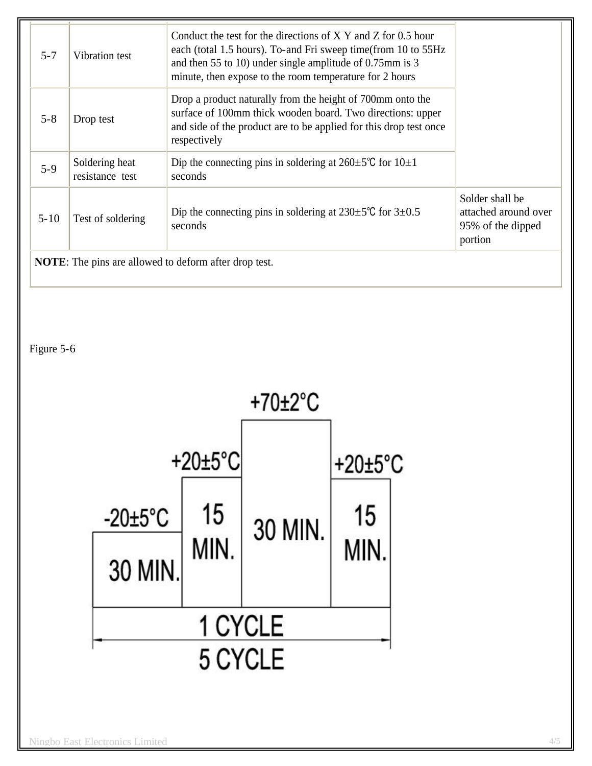| | | | |
|---|---|---|---|
| 5-7 | Vibration test | Conduct the test for the directions of X Y and Z for 0.5 hour each (total 1.5 hours). To-and Fri sweep time(from 10 to 55Hz and then 55 to 10) under single amplitude of 0.75mm is 3 minute, then expose to the room temperature for 2 hours | |
| 5-8 | Drop test | Drop a product naturally from the height of 700mm onto the surface of 100mm thick wooden board. Two directions: upper and side of the product are to be applied for this drop test once respectively | |
| 5-9 | Soldering heat resistance test | Dip the connecting pins in soldering at 260±5℃ for 10±1 seconds | |
| 5-10 | Test of soldering | Dip the connecting pins in soldering at 230±5℃ for 3±0.5 seconds | Solder shall be attached around over 95% of the dipped portion |

**NOTE**: The pins are allowed to deform after drop test.

Figure 5-6

-20±5°C 30 MIN. | +20±5°C 15 MIN. | +70±2°C 30 MIN. | +20±5°C 15 MIN.

1 CYCLE

5 CYCLE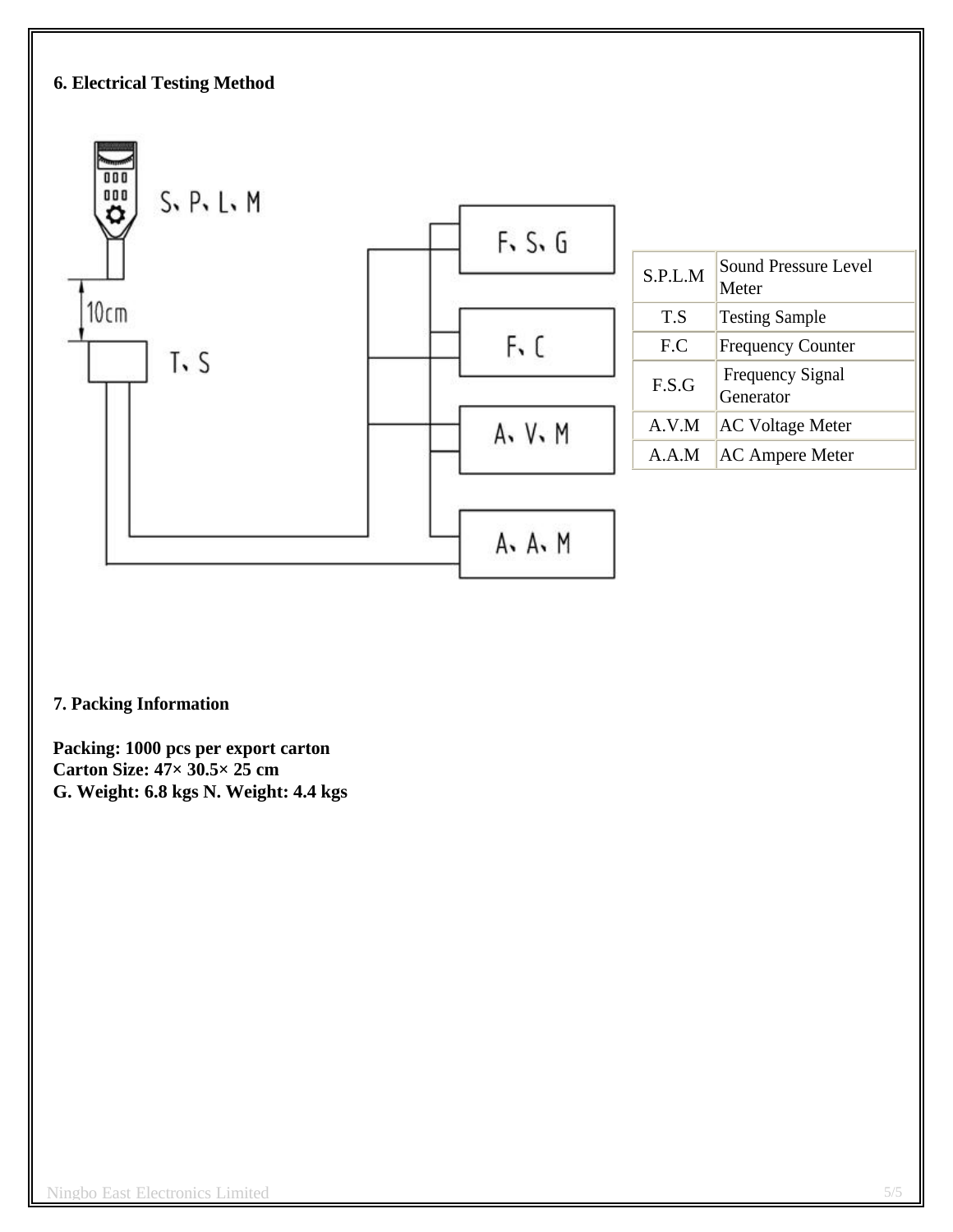## 6. Electrical Testing Method

S、P、L、M

10cm

T、S

F、S、G

F、C

A、V、M

A、A、M

| | |
|---|---|
| S.P.L.M | Sound Pressure Level Meter |
| T.S | Testing Sample |
| F.C | Frequency Counter |
| F.S.G | Frequency Signal Generator |
| A.V.M | AC Voltage Meter |
| A.A.M | AC Ampere Meter |

## 7. Packing Information

**Packing: 1000 pcs per export carton**
**Carton Size: 47× 30.5× 25 cm**
**G. Weight: 6.8 kgs N. Weight: 4.4 kgs**